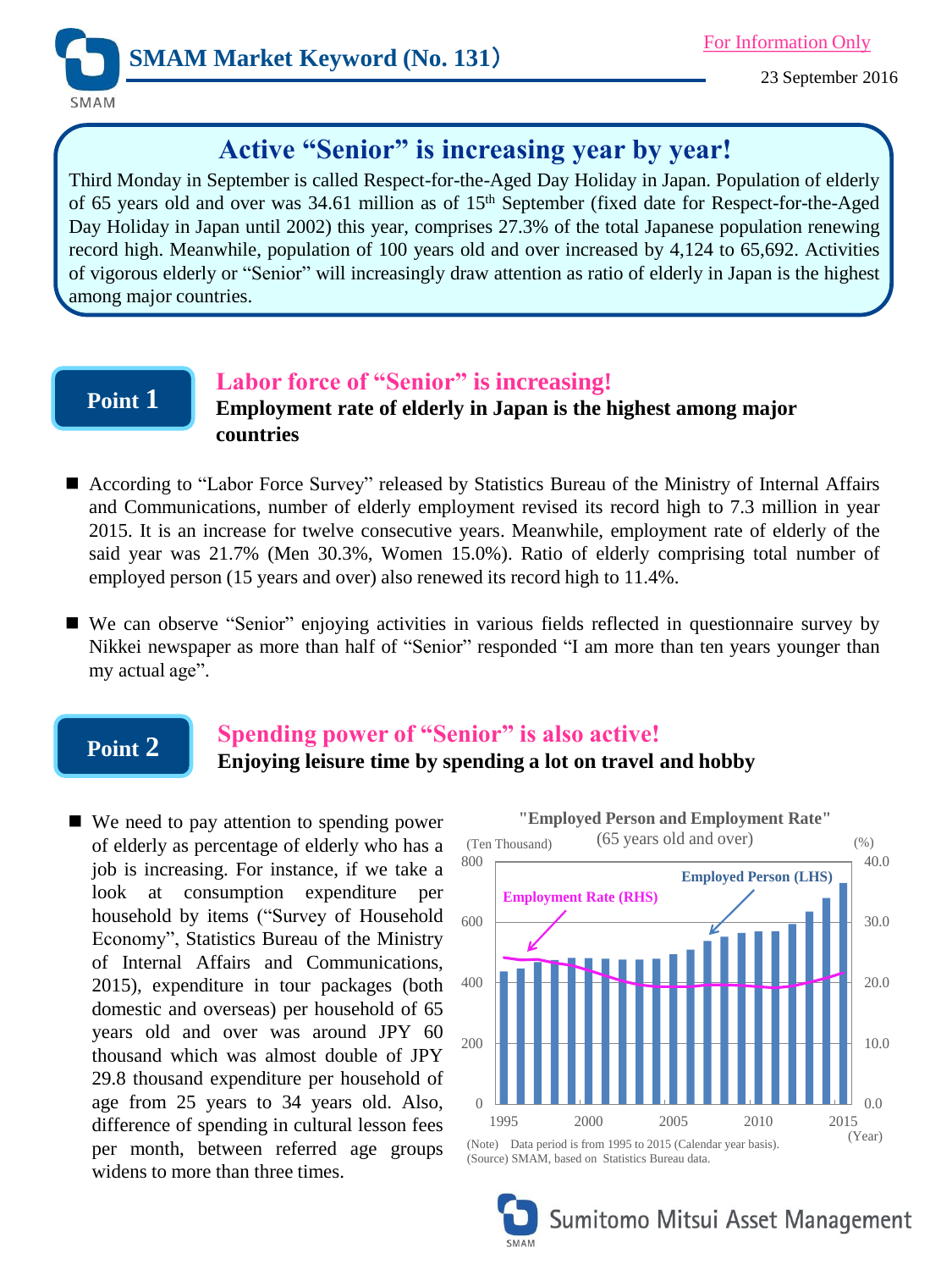# SMAM Market Keyword (No. 131)

For Information Only

23 September 2016

## Active "Senior" is increasing year by year!

Third Monday in September is called Respect-for-the-Aged Day Holiday in Japan. Population of elderly of 65 years old and over was 34.61 million as of 15th September (fixed date for Respect-for-the-Aged Day Holiday in Japan until 2002) this year, comprises 27.3% of the total Japanese population renewing record high. Meanwhile, population of 100 years old and over increased by 4,124 to 65,692. Activities of vigorous elderly or "Senior" will increasingly draw attention as ratio of elderly in Japan is the highest among major countries.

## Point 1

### Labor force of "Senior" is increasing!

**Employment rate of elderly in Japan is the highest among major countries**

- According to "Labor Force Survey" released by Statistics Bureau of the Ministry of Internal Affairs and Communications, number of elderly employment revised its record high to 7.3 million in year 2015. It is an increase for twelve consecutive years. Meanwhile, employment rate of elderly of the said year was 21.7% (Men 30.3%, Women 15.0%). Ratio of elderly comprising total number of employed person (15 years and over) also renewed its record high to 11.4%.

- We can observe "Senior" enjoying activities in various fields reflected in questionnaire survey by Nikkei newspaper as more than half of "Senior" responded "I am more than ten years younger than my actual age".

## Point 2

### Spending power of "Senior" is also active!

**Enjoying leisure time by spending a lot on travel and hobby**

- We need to pay attention to spending power of elderly as percentage of elderly who has a job is increasing. For instance, if we take a look at consumption expenditure per household by items ("Survey of Household Economy", Statistics Bureau of the Ministry of Internal Affairs and Communications, 2015), expenditure in tour packages (both domestic and overseas) per household of 65 years old and over was around JPY 60 thousand which was almost double of JPY 29.8 thousand expenditure per household of age from 25 years to 34 years old. Also, difference of spending in cultural lesson fees per month, between referred age groups widens to more than three times.

**"Employed Person and Employment Rate"** (65 years old and over)

(Ten Thousand) / (%)

Employed Person (LHS); Employment Rate (RHS)

Left axis: 0–800; Right axis: 0.0–40.0; Years: 1995–2015

(Note) Data period is from 1995 to 2015 (Calendar year basis).
(Source) SMAM, based on Statistics Bureau data.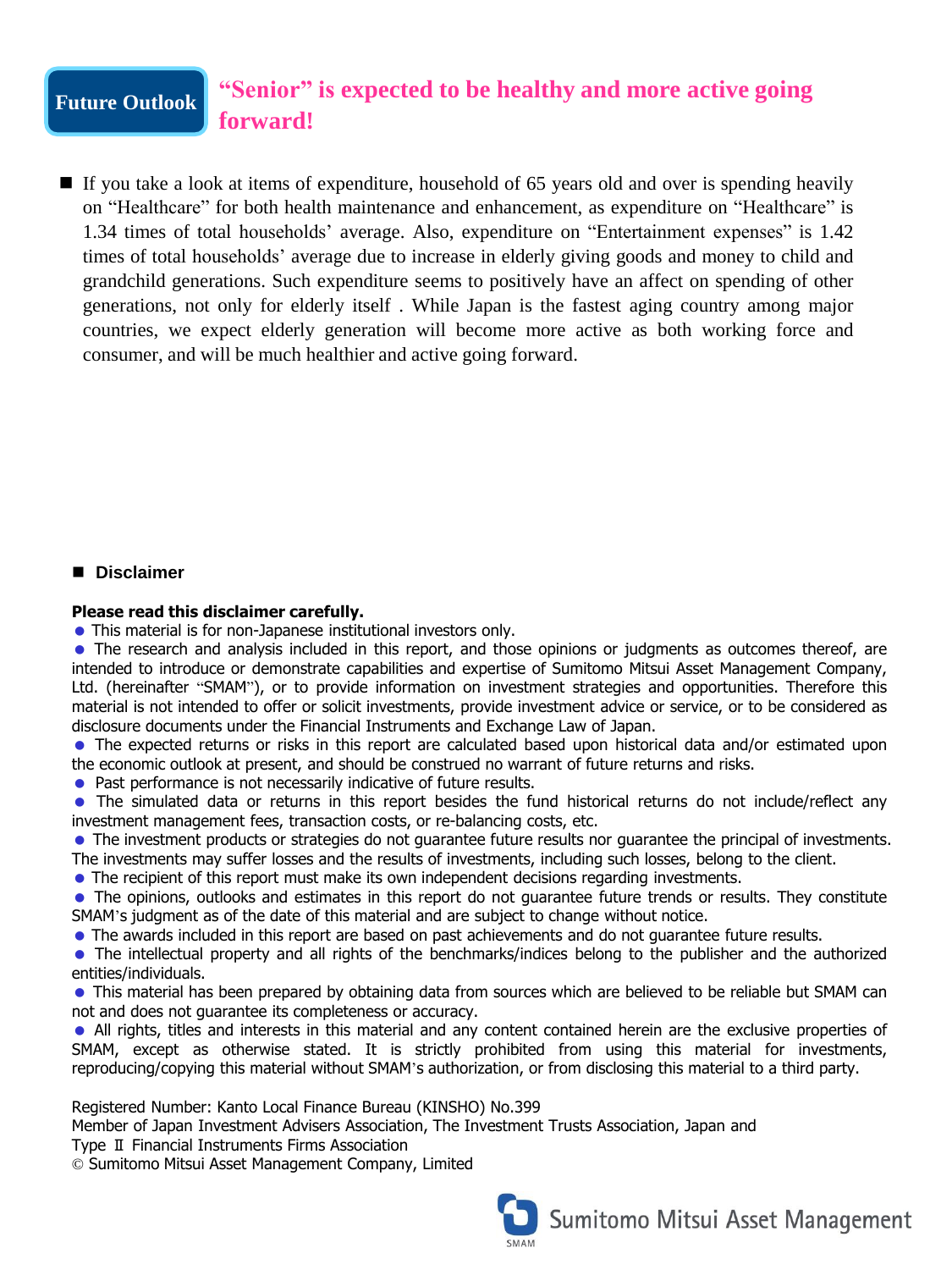## Future Outlook

## “Senior” is expected to be healthy and more active going forward!

- If you take a look at items of expenditure, household of 65 years old and over is spending heavily on “Healthcare” for both health maintenance and enhancement, as expenditure on “Healthcare” is 1.34 times of total households’ average. Also, expenditure on “Entertainment expenses” is 1.42 times of total households’ average due to increase in elderly giving goods and money to child and grandchild generations. Such expenditure seems to positively have an affect on spending of other generations, not only for elderly itself . While Japan is the fastest aging country among major countries, we expect elderly generation will become more active as both working force and consumer, and will be much healthier and active going forward.

### Disclaimer

**Please read this disclaimer carefully.**

- This material is for non-Japanese institutional investors only.
- The research and analysis included in this report, and those opinions or judgments as outcomes thereof, are intended to introduce or demonstrate capabilities and expertise of Sumitomo Mitsui Asset Management Company, Ltd. (hereinafter “SMAM”), or to provide information on investment strategies and opportunities. Therefore this material is not intended to offer or solicit investments, provide investment advice or service, or to be considered as disclosure documents under the Financial Instruments and Exchange Law of Japan.
- The expected returns or risks in this report are calculated based upon historical data and/or estimated upon the economic outlook at present, and should be construed no warrant of future returns and risks.
- Past performance is not necessarily indicative of future results.
- The simulated data or returns in this report besides the fund historical returns do not include/reflect any investment management fees, transaction costs, or re-balancing costs, etc.
- The investment products or strategies do not guarantee future results nor guarantee the principal of investments. The investments may suffer losses and the results of investments, including such losses, belong to the client.
- The recipient of this report must make its own independent decisions regarding investments.
- The opinions, outlooks and estimates in this report do not guarantee future trends or results. They constitute SMAM’s judgment as of the date of this material and are subject to change without notice.
- The awards included in this report are based on past achievements and do not guarantee future results.
- The intellectual property and all rights of the benchmarks/indices belong to the publisher and the authorized entities/individuals.
- This material has been prepared by obtaining data from sources which are believed to be reliable but SMAM can not and does not guarantee its completeness or accuracy.
- All rights, titles and interests in this material and any content contained herein are the exclusive properties of SMAM, except as otherwise stated. It is strictly prohibited from using this material for investments, reproducing/copying this material without SMAM’s authorization, or from disclosing this material to a third party.

Registered Number: Kanto Local Finance Bureau (KINSHO) No.399
Member of Japan Investment Advisers Association, The Investment Trusts Association, Japan and
Type Ⅱ Financial Instruments Firms Association
© Sumitomo Mitsui Asset Management Company, Limited

Sumitomo Mitsui Asset Management